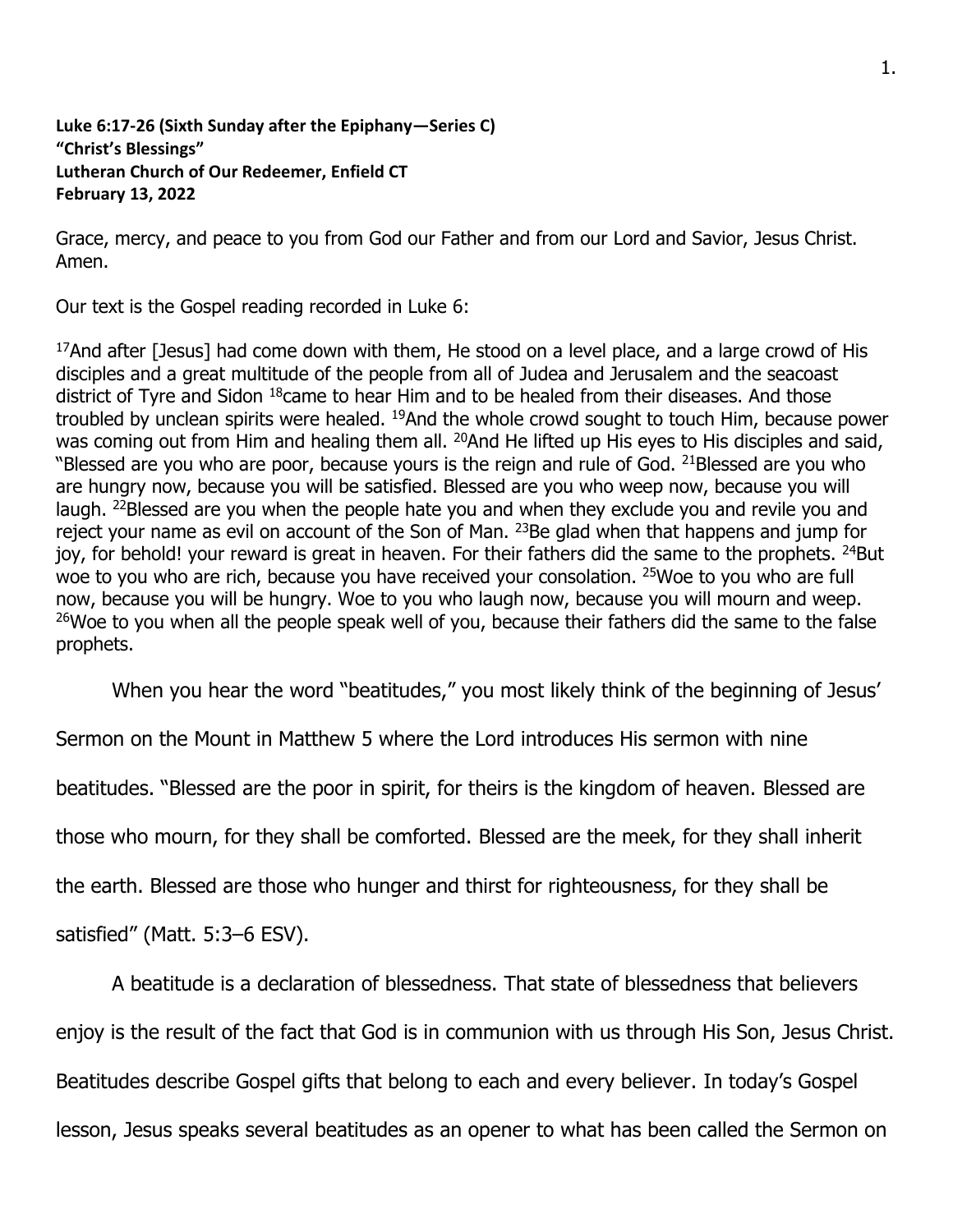**Luke 6:17-26 (Sixth Sunday after the Epiphany—Series C)**
**"Christ's Blessings"**
**Lutheran Church of Our Redeemer, Enfield CT**
**February 13, 2022**

Grace, mercy, and peace to you from God our Father and from our Lord and Savior, Jesus Christ. Amen.

Our text is the Gospel reading recorded in Luke 6:

[17]And after [Jesus] had come down with them, He stood on a level place, and a large crowd of His disciples and a great multitude of the people from all of Judea and Jerusalem and the seacoast district of Tyre and Sidon [18]came to hear Him and to be healed from their diseases. And those troubled by unclean spirits were healed. [19]And the whole crowd sought to touch Him, because power was coming out from Him and healing them all. [20]And He lifted up His eyes to His disciples and said, "Blessed are you who are poor, because yours is the reign and rule of God. [21]Blessed are you who are hungry now, because you will be satisfied. Blessed are you who weep now, because you will laugh. [22]Blessed are you when the people hate you and when they exclude you and revile you and reject your name as evil on account of the Son of Man. [23]Be glad when that happens and jump for joy, for behold! your reward is great in heaven. For their fathers did the same to the prophets. [24]But woe to you who are rich, because you have received your consolation. [25]Woe to you who are full now, because you will be hungry. Woe to you who laugh now, because you will mourn and weep. [26]Woe to you when all the people speak well of you, because their fathers did the same to the false prophets.

When you hear the word "beatitudes," you most likely think of the beginning of Jesus' Sermon on the Mount in Matthew 5 where the Lord introduces His sermon with nine beatitudes. "Blessed are the poor in spirit, for theirs is the kingdom of heaven. Blessed are those who mourn, for they shall be comforted. Blessed are the meek, for they shall inherit the earth. Blessed are those who hunger and thirst for righteousness, for they shall be satisfied" (Matt. 5:3–6 ESV).

A beatitude is a declaration of blessedness. That state of blessedness that believers enjoy is the result of the fact that God is in communion with us through His Son, Jesus Christ. Beatitudes describe Gospel gifts that belong to each and every believer. In today's Gospel lesson, Jesus speaks several beatitudes as an opener to what has been called the Sermon on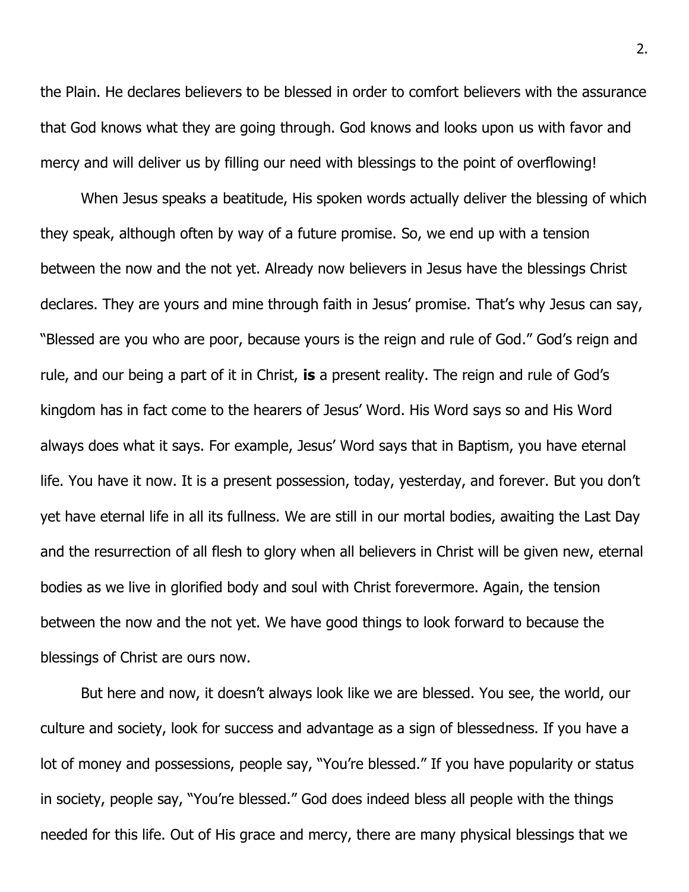the Plain. He declares believers to be blessed in order to comfort believers with the assurance that God knows what they are going through. God knows and looks upon us with favor and mercy and will deliver us by filling our need with blessings to the point of overflowing!

When Jesus speaks a beatitude, His spoken words actually deliver the blessing of which they speak, although often by way of a future promise. So, we end up with a tension between the now and the not yet. Already now believers in Jesus have the blessings Christ declares. They are yours and mine through faith in Jesus' promise. That's why Jesus can say, "Blessed are you who are poor, because yours is the reign and rule of God." God's reign and rule, and our being a part of it in Christ, **is** a present reality. The reign and rule of God's kingdom has in fact come to the hearers of Jesus' Word. His Word says so and His Word always does what it says. For example, Jesus' Word says that in Baptism, you have eternal life. You have it now. It is a present possession, today, yesterday, and forever. But you don't yet have eternal life in all its fullness. We are still in our mortal bodies, awaiting the Last Day and the resurrection of all flesh to glory when all believers in Christ will be given new, eternal bodies as we live in glorified body and soul with Christ forevermore. Again, the tension between the now and the not yet. We have good things to look forward to because the blessings of Christ are ours now.

But here and now, it doesn't always look like we are blessed. You see, the world, our culture and society, look for success and advantage as a sign of blessedness. If you have a lot of money and possessions, people say, "You're blessed." If you have popularity or status in society, people say, "You're blessed." God does indeed bless all people with the things needed for this life. Out of His grace and mercy, there are many physical blessings that we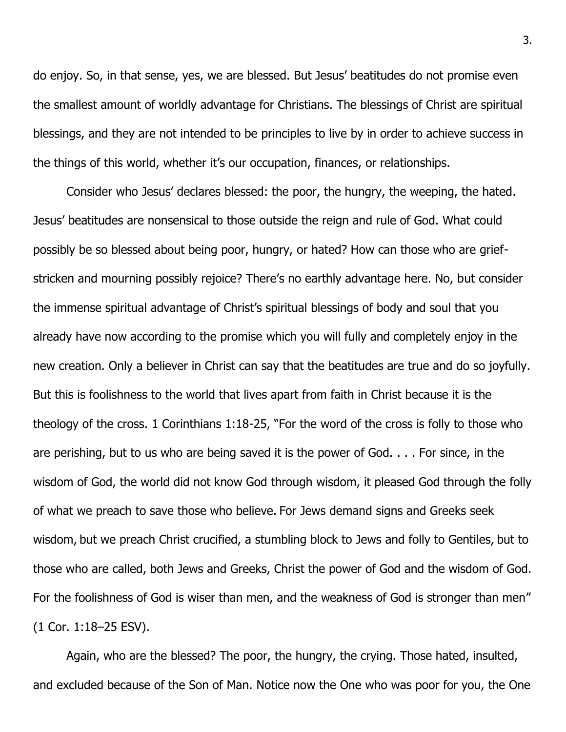do enjoy. So, in that sense, yes, we are blessed. But Jesus' beatitudes do not promise even the smallest amount of worldly advantage for Christians. The blessings of Christ are spiritual blessings, and they are not intended to be principles to live by in order to achieve success in the things of this world, whether it's our occupation, finances, or relationships.

Consider who Jesus' declares blessed: the poor, the hungry, the weeping, the hated. Jesus' beatitudes are nonsensical to those outside the reign and rule of God. What could possibly be so blessed about being poor, hungry, or hated? How can those who are grief-stricken and mourning possibly rejoice? There's no earthly advantage here. No, but consider the immense spiritual advantage of Christ's spiritual blessings of body and soul that you already have now according to the promise which you will fully and completely enjoy in the new creation. Only a believer in Christ can say that the beatitudes are true and do so joyfully. But this is foolishness to the world that lives apart from faith in Christ because it is the theology of the cross. 1 Corinthians 1:18-25, "For the word of the cross is folly to those who are perishing, but to us who are being saved it is the power of God. . . . For since, in the wisdom of God, the world did not know God through wisdom, it pleased God through the folly of what we preach to save those who believe. For Jews demand signs and Greeks seek wisdom, but we preach Christ crucified, a stumbling block to Jews and folly to Gentiles, but to those who are called, both Jews and Greeks, Christ the power of God and the wisdom of God. For the foolishness of God is wiser than men, and the weakness of God is stronger than men" (1 Cor. 1:18–25 ESV).

Again, who are the blessed? The poor, the hungry, the crying. Those hated, insulted, and excluded because of the Son of Man. Notice now the One who was poor for you, the One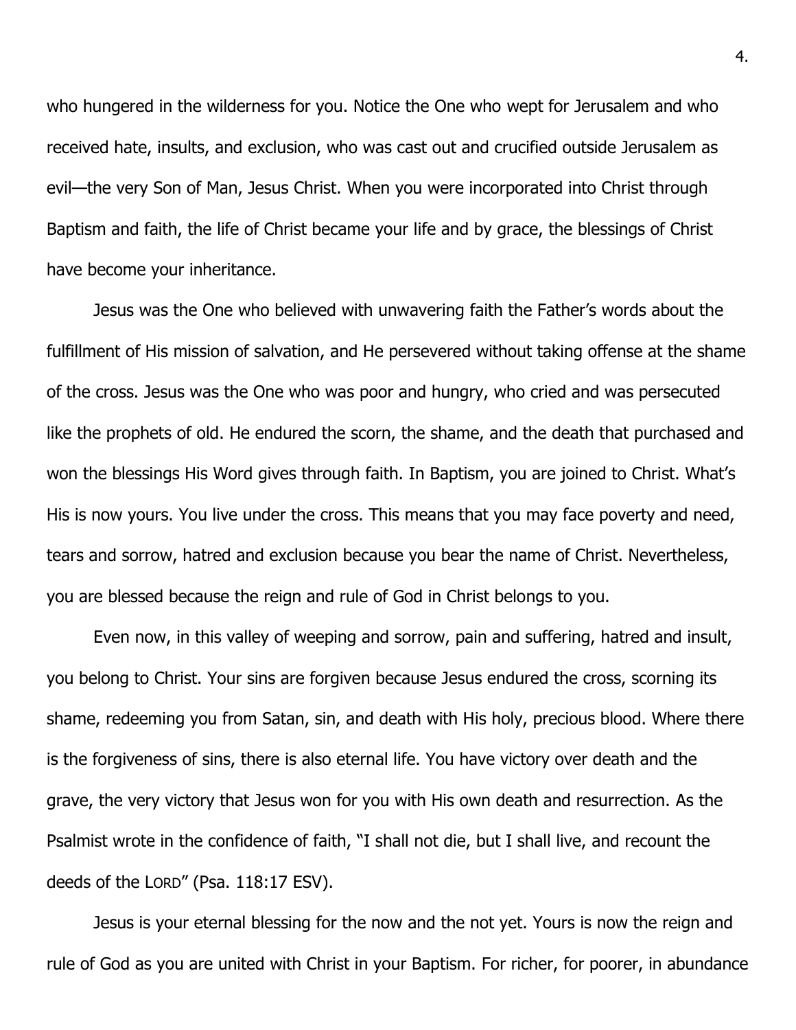who hungered in the wilderness for you. Notice the One who wept for Jerusalem and who received hate, insults, and exclusion, who was cast out and crucified outside Jerusalem as evil—the very Son of Man, Jesus Christ. When you were incorporated into Christ through Baptism and faith, the life of Christ became your life and by grace, the blessings of Christ have become your inheritance.

Jesus was the One who believed with unwavering faith the Father's words about the fulfillment of His mission of salvation, and He persevered without taking offense at the shame of the cross. Jesus was the One who was poor and hungry, who cried and was persecuted like the prophets of old. He endured the scorn, the shame, and the death that purchased and won the blessings His Word gives through faith. In Baptism, you are joined to Christ. What's His is now yours. You live under the cross. This means that you may face poverty and need, tears and sorrow, hatred and exclusion because you bear the name of Christ. Nevertheless, you are blessed because the reign and rule of God in Christ belongs to you.

Even now, in this valley of weeping and sorrow, pain and suffering, hatred and insult, you belong to Christ. Your sins are forgiven because Jesus endured the cross, scorning its shame, redeeming you from Satan, sin, and death with His holy, precious blood. Where there is the forgiveness of sins, there is also eternal life. You have victory over death and the grave, the very victory that Jesus won for you with His own death and resurrection. As the Psalmist wrote in the confidence of faith, "I shall not die, but I shall live, and recount the deeds of the LORD" (Psa. 118:17 ESV).

Jesus is your eternal blessing for the now and the not yet. Yours is now the reign and rule of God as you are united with Christ in your Baptism. For richer, for poorer, in abundance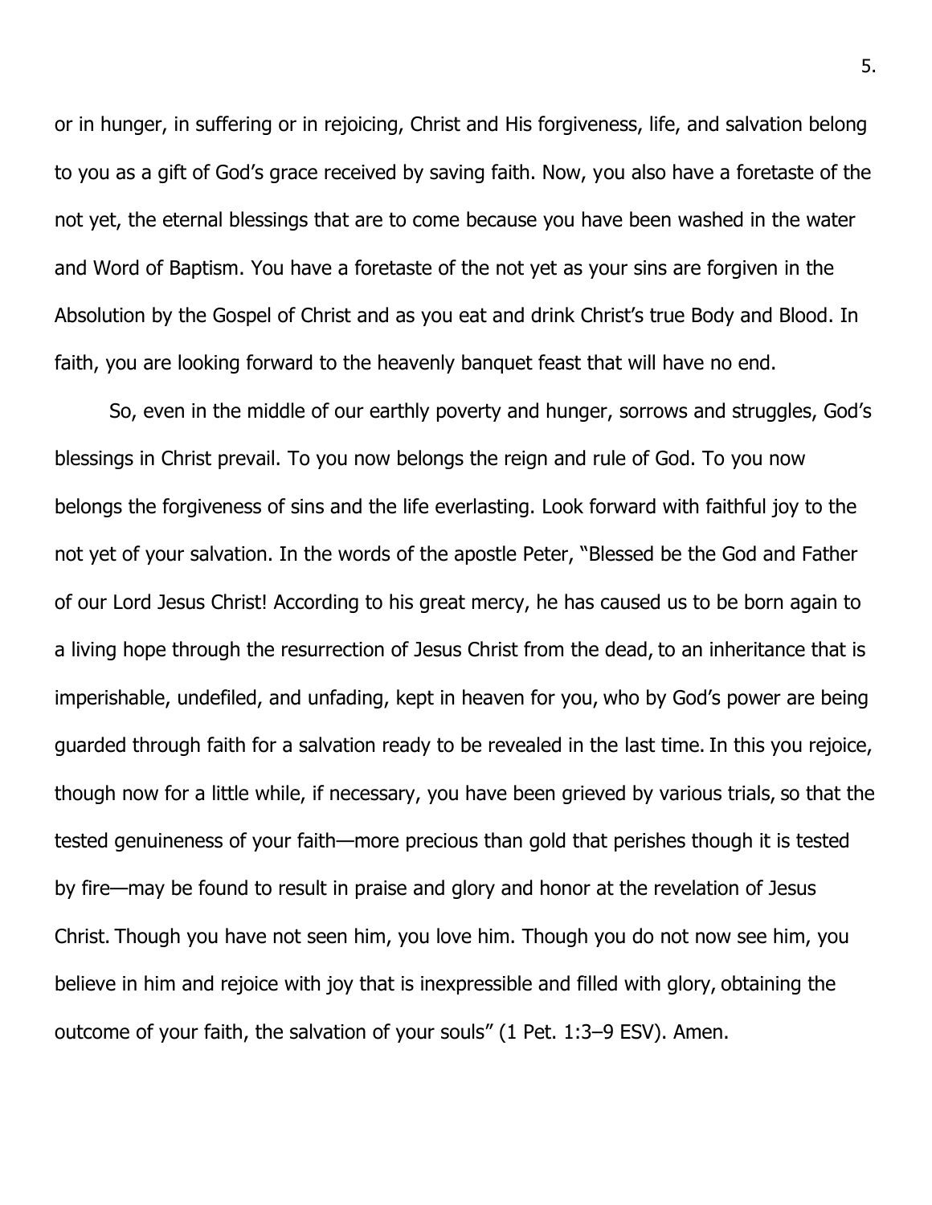or in hunger, in suffering or in rejoicing, Christ and His forgiveness, life, and salvation belong to you as a gift of God's grace received by saving faith. Now, you also have a foretaste of the not yet, the eternal blessings that are to come because you have been washed in the water and Word of Baptism. You have a foretaste of the not yet as your sins are forgiven in the Absolution by the Gospel of Christ and as you eat and drink Christ's true Body and Blood. In faith, you are looking forward to the heavenly banquet feast that will have no end.

So, even in the middle of our earthly poverty and hunger, sorrows and struggles, God's blessings in Christ prevail. To you now belongs the reign and rule of God. To you now belongs the forgiveness of sins and the life everlasting. Look forward with faithful joy to the not yet of your salvation. In the words of the apostle Peter, "Blessed be the God and Father of our Lord Jesus Christ! According to his great mercy, he has caused us to be born again to a living hope through the resurrection of Jesus Christ from the dead, to an inheritance that is imperishable, undefiled, and unfading, kept in heaven for you, who by God's power are being guarded through faith for a salvation ready to be revealed in the last time. In this you rejoice, though now for a little while, if necessary, you have been grieved by various trials, so that the tested genuineness of your faith—more precious than gold that perishes though it is tested by fire—may be found to result in praise and glory and honor at the revelation of Jesus Christ. Though you have not seen him, you love him. Though you do not now see him, you believe in him and rejoice with joy that is inexpressible and filled with glory, obtaining the outcome of your faith, the salvation of your souls" (1 Pet. 1:3–9 ESV). Amen.